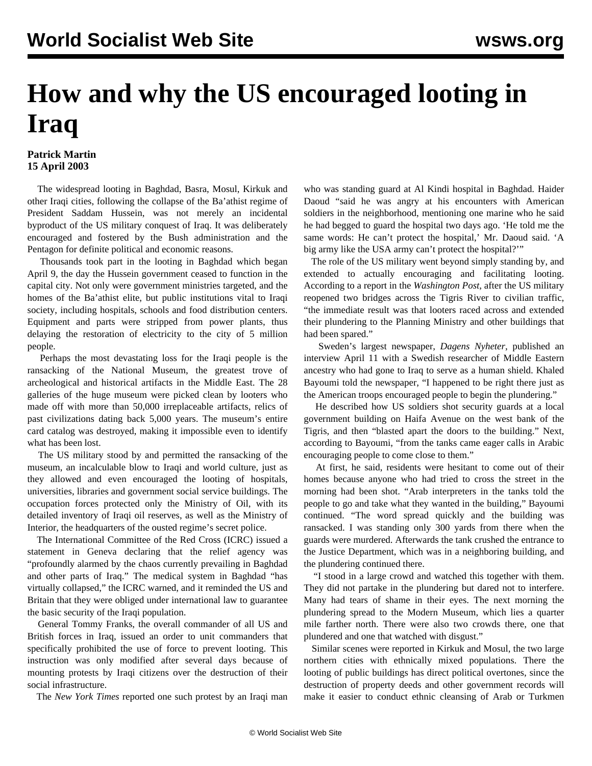# How and why the US encouraged looting in Iraq

**Patrick Martin**
**15 April 2003**

The widespread looting in Baghdad, Basra, Mosul, Kirkuk and other Iraqi cities, following the collapse of the Ba'athist regime of President Saddam Hussein, was not merely an incidental byproduct of the US military conquest of Iraq. It was deliberately encouraged and fostered by the Bush administration and the Pentagon for definite political and economic reasons.

Thousands took part in the looting in Baghdad which began April 9, the day the Hussein government ceased to function in the capital city. Not only were government ministries targeted, and the homes of the Ba'athist elite, but public institutions vital to Iraqi society, including hospitals, schools and food distribution centers. Equipment and parts were stripped from power plants, thus delaying the restoration of electricity to the city of 5 million people.

Perhaps the most devastating loss for the Iraqi people is the ransacking of the National Museum, the greatest trove of archeological and historical artifacts in the Middle East. The 28 galleries of the huge museum were picked clean by looters who made off with more than 50,000 irreplaceable artifacts, relics of past civilizations dating back 5,000 years. The museum's entire card catalog was destroyed, making it impossible even to identify what has been lost.

The US military stood by and permitted the ransacking of the museum, an incalculable blow to Iraqi and world culture, just as they allowed and even encouraged the looting of hospitals, universities, libraries and government social service buildings. The occupation forces protected only the Ministry of Oil, with its detailed inventory of Iraqi oil reserves, as well as the Ministry of Interior, the headquarters of the ousted regime's secret police.

The International Committee of the Red Cross (ICRC) issued a statement in Geneva declaring that the relief agency was "profoundly alarmed by the chaos currently prevailing in Baghdad and other parts of Iraq." The medical system in Baghdad "has virtually collapsed," the ICRC warned, and it reminded the US and Britain that they were obliged under international law to guarantee the basic security of the Iraqi population.

General Tommy Franks, the overall commander of all US and British forces in Iraq, issued an order to unit commanders that specifically prohibited the use of force to prevent looting. This instruction was only modified after several days because of mounting protests by Iraqi citizens over the destruction of their social infrastructure.

The *New York Times* reported one such protest by an Iraqi man who was standing guard at Al Kindi hospital in Baghdad. Haider Daoud "said he was angry at his encounters with American soldiers in the neighborhood, mentioning one marine who he said he had begged to guard the hospital two days ago. 'He told me the same words: He can't protect the hospital,' Mr. Daoud said. 'A big army like the USA army can't protect the hospital?'"

The role of the US military went beyond simply standing by, and extended to actually encouraging and facilitating looting. According to a report in the *Washington Post*, after the US military reopened two bridges across the Tigris River to civilian traffic, "the immediate result was that looters raced across and extended their plundering to the Planning Ministry and other buildings that had been spared."

Sweden's largest newspaper, *Dagens Nyheter*, published an interview April 11 with a Swedish researcher of Middle Eastern ancestry who had gone to Iraq to serve as a human shield. Khaled Bayoumi told the newspaper, "I happened to be right there just as the American troops encouraged people to begin the plundering."

He described how US soldiers shot security guards at a local government building on Haifa Avenue on the west bank of the Tigris, and then "blasted apart the doors to the building." Next, according to Bayoumi, "from the tanks came eager calls in Arabic encouraging people to come close to them."

At first, he said, residents were hesitant to come out of their homes because anyone who had tried to cross the street in the morning had been shot. "Arab interpreters in the tanks told the people to go and take what they wanted in the building," Bayoumi continued. "The word spread quickly and the building was ransacked. I was standing only 300 yards from there when the guards were murdered. Afterwards the tank crushed the entrance to the Justice Department, which was in a neighboring building, and the plundering continued there.

"I stood in a large crowd and watched this together with them. They did not partake in the plundering but dared not to interfere. Many had tears of shame in their eyes. The next morning the plundering spread to the Modern Museum, which lies a quarter mile farther north. There were also two crowds there, one that plundered and one that watched with disgust."

Similar scenes were reported in Kirkuk and Mosul, the two large northern cities with ethnically mixed populations. There the looting of public buildings has direct political overtones, since the destruction of property deeds and other government records will make it easier to conduct ethnic cleansing of Arab or Turkmen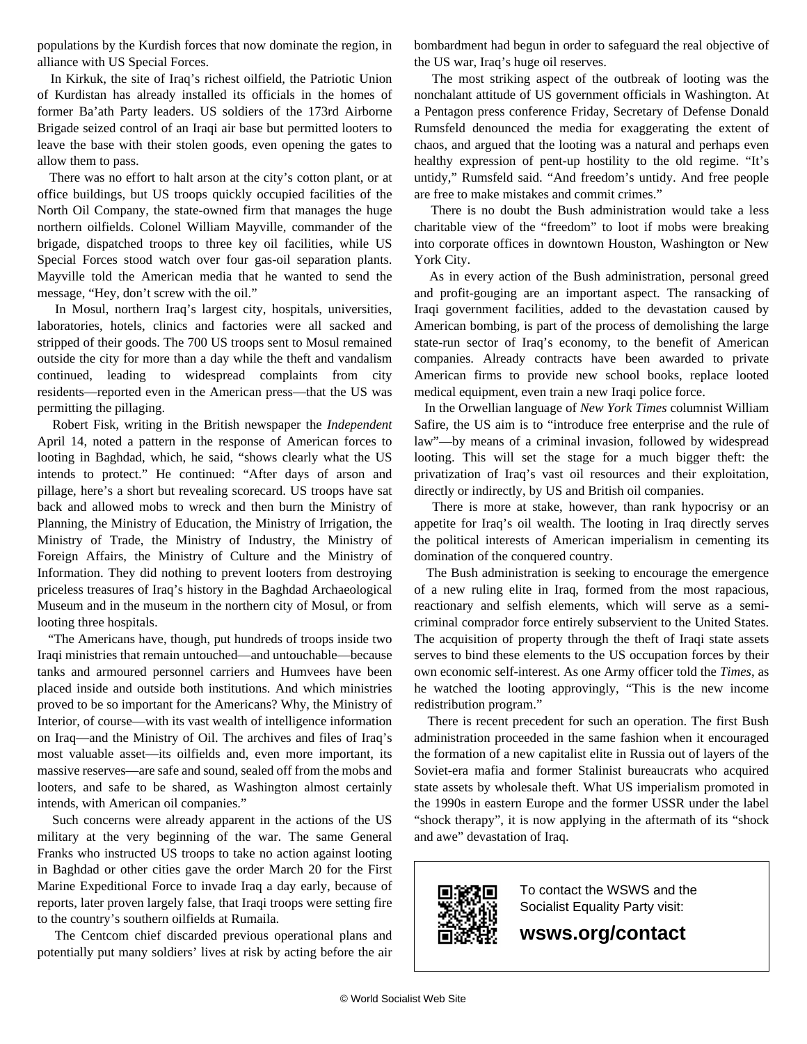populations by the Kurdish forces that now dominate the region, in alliance with US Special Forces.

In Kirkuk, the site of Iraq's richest oilfield, the Patriotic Union of Kurdistan has already installed its officials in the homes of former Ba'ath Party leaders. US soldiers of the 173rd Airborne Brigade seized control of an Iraqi air base but permitted looters to leave the base with their stolen goods, even opening the gates to allow them to pass.

There was no effort to halt arson at the city's cotton plant, or at office buildings, but US troops quickly occupied facilities of the North Oil Company, the state-owned firm that manages the huge northern oilfields. Colonel William Mayville, commander of the brigade, dispatched troops to three key oil facilities, while US Special Forces stood watch over four gas-oil separation plants. Mayville told the American media that he wanted to send the message, "Hey, don't screw with the oil."

In Mosul, northern Iraq's largest city, hospitals, universities, laboratories, hotels, clinics and factories were all sacked and stripped of their goods. The 700 US troops sent to Mosul remained outside the city for more than a day while the theft and vandalism continued, leading to widespread complaints from city residents—reported even in the American press—that the US was permitting the pillaging.

Robert Fisk, writing in the British newspaper the *Independent* April 14, noted a pattern in the response of American forces to looting in Baghdad, which, he said, "shows clearly what the US intends to protect." He continued: "After days of arson and pillage, here's a short but revealing scorecard. US troops have sat back and allowed mobs to wreck and then burn the Ministry of Planning, the Ministry of Education, the Ministry of Irrigation, the Ministry of Trade, the Ministry of Industry, the Ministry of Foreign Affairs, the Ministry of Culture and the Ministry of Information. They did nothing to prevent looters from destroying priceless treasures of Iraq's history in the Baghdad Archaeological Museum and in the museum in the northern city of Mosul, or from looting three hospitals.

"The Americans have, though, put hundreds of troops inside two Iraqi ministries that remain untouched—and untouchable—because tanks and armoured personnel carriers and Humvees have been placed inside and outside both institutions. And which ministries proved to be so important for the Americans? Why, the Ministry of Interior, of course—with its vast wealth of intelligence information on Iraq—and the Ministry of Oil. The archives and files of Iraq's most valuable asset—its oilfields and, even more important, its massive reserves—are safe and sound, sealed off from the mobs and looters, and safe to be shared, as Washington almost certainly intends, with American oil companies."

Such concerns were already apparent in the actions of the US military at the very beginning of the war. The same General Franks who instructed US troops to take no action against looting in Baghdad or other cities gave the order March 20 for the First Marine Expeditional Force to invade Iraq a day early, because of reports, later proven largely false, that Iraqi troops were setting fire to the country's southern oilfields at Rumaila.

The Centcom chief discarded previous operational plans and potentially put many soldiers' lives at risk by acting before the air bombardment had begun in order to safeguard the real objective of the US war, Iraq's huge oil reserves.

The most striking aspect of the outbreak of looting was the nonchalant attitude of US government officials in Washington. At a Pentagon press conference Friday, Secretary of Defense Donald Rumsfeld denounced the media for exaggerating the extent of chaos, and argued that the looting was a natural and perhaps even healthy expression of pent-up hostility to the old regime. "It's untidy," Rumsfeld said. "And freedom's untidy. And free people are free to make mistakes and commit crimes."

There is no doubt the Bush administration would take a less charitable view of the "freedom" to loot if mobs were breaking into corporate offices in downtown Houston, Washington or New York City.

As in every action of the Bush administration, personal greed and profit-gouging are an important aspect. The ransacking of Iraqi government facilities, added to the devastation caused by American bombing, is part of the process of demolishing the large state-run sector of Iraq's economy, to the benefit of American companies. Already contracts have been awarded to private American firms to provide new school books, replace looted medical equipment, even train a new Iraqi police force.

In the Orwellian language of *New York Times* columnist William Safire, the US aim is to "introduce free enterprise and the rule of law"—by means of a criminal invasion, followed by widespread looting. This will set the stage for a much bigger theft: the privatization of Iraq's vast oil resources and their exploitation, directly or indirectly, by US and British oil companies.

There is more at stake, however, than rank hypocrisy or an appetite for Iraq's oil wealth. The looting in Iraq directly serves the political interests of American imperialism in cementing its domination of the conquered country.

The Bush administration is seeking to encourage the emergence of a new ruling elite in Iraq, formed from the most rapacious, reactionary and selfish elements, which will serve as a semi-criminal comprador force entirely subservient to the United States. The acquisition of property through the theft of Iraqi state assets serves to bind these elements to the US occupation forces by their own economic self-interest. As one Army officer told the *Times*, as he watched the looting approvingly, "This is the new income redistribution program."

There is recent precedent for such an operation. The first Bush administration proceeded in the same fashion when it encouraged the formation of a new capitalist elite in Russia out of layers of the Soviet-era mafia and former Stalinist bureaucrats who acquired state assets by wholesale theft. What US imperialism promoted in the 1990s in eastern Europe and the former USSR under the label "shock therapy", it is now applying in the aftermath of its "shock and awe" devastation of Iraq.

To contact the WSWS and the Socialist Equality Party visit:

**wsws.org/contact**